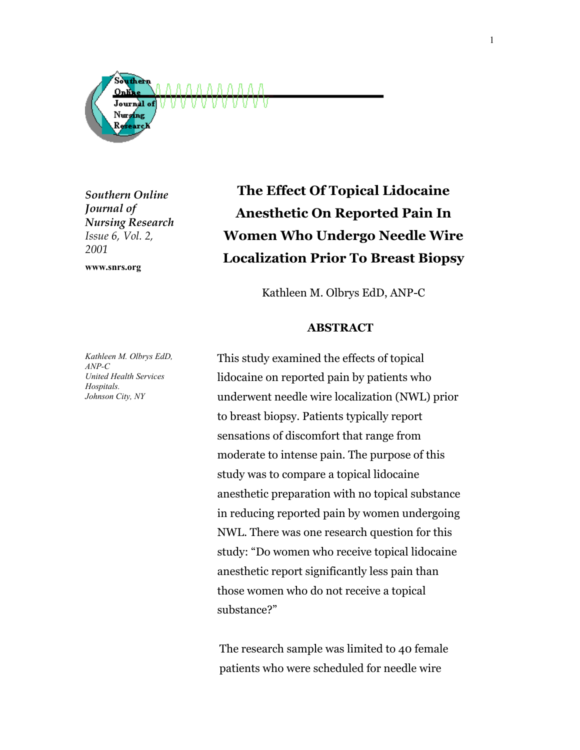*Southern Online Journal of Nursing Research*
*Issue 6, Vol. 2, 2001*

**www.snrs.org**

# The Effect Of Topical Lidocaine Anesthetic On Reported Pain In Women Who Undergo Needle Wire Localization Prior To Breast Biopsy

Kathleen M. Olbrys EdD, ANP-C

*Kathleen M. Olbrys EdD, ANP-C*
*United Health Services Hospitals.*
*Johnson City, NY*

## ABSTRACT

This study examined the effects of topical lidocaine on reported pain by patients who underwent needle wire localization (NWL) prior to breast biopsy. Patients typically report sensations of discomfort that range from moderate to intense pain. The purpose of this study was to compare a topical lidocaine anesthetic preparation with no topical substance in reducing reported pain by women undergoing NWL. There was one research question for this study: "Do women who receive topical lidocaine anesthetic report significantly less pain than those women who do not receive a topical substance?"

The research sample was limited to 40 female patients who were scheduled for needle wire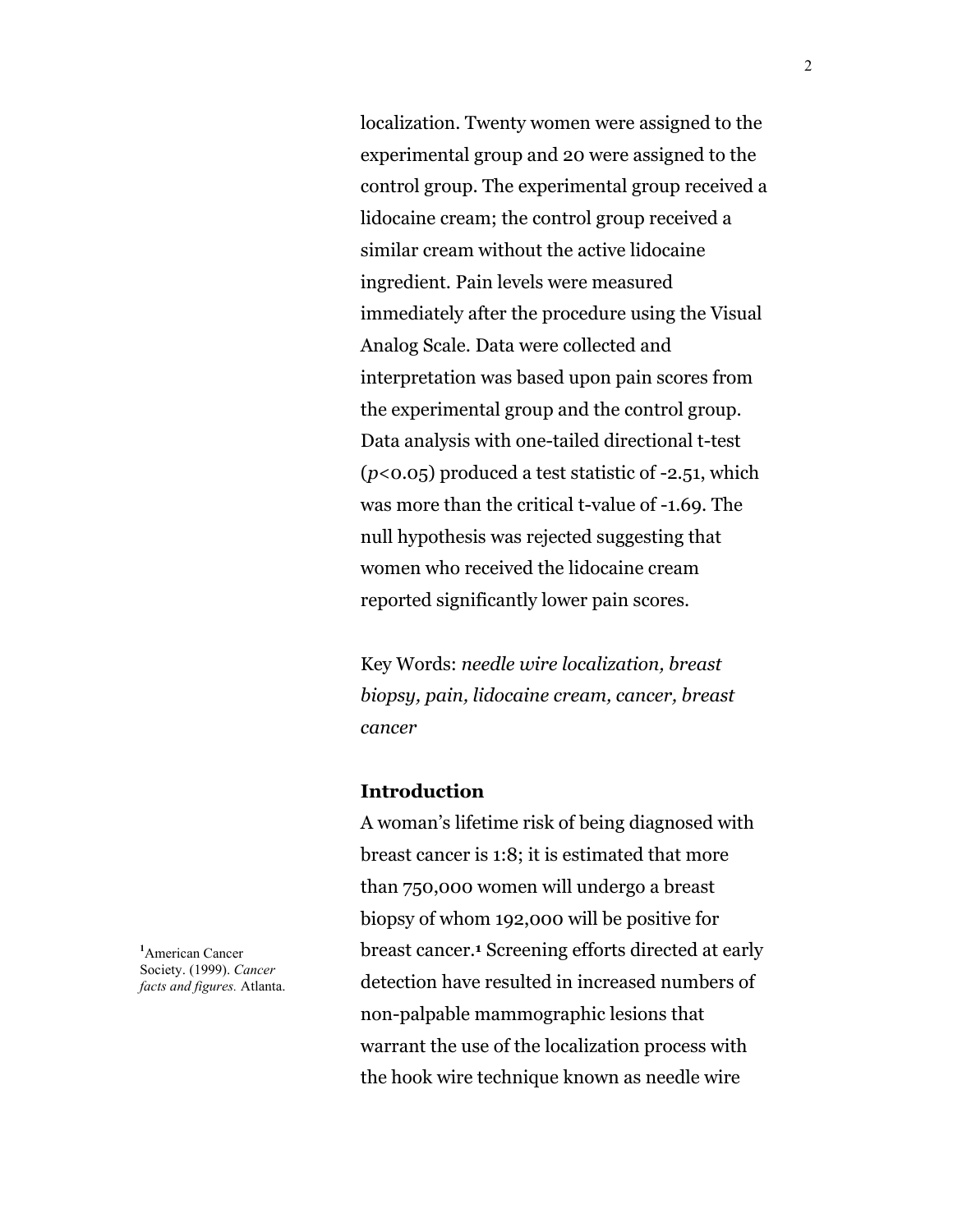localization. Twenty women were assigned to the experimental group and 20 were assigned to the control group. The experimental group received a lidocaine cream; the control group received a similar cream without the active lidocaine ingredient. Pain levels were measured immediately after the procedure using the Visual Analog Scale. Data were collected and interpretation was based upon pain scores from the experimental group and the control group. Data analysis with one-tailed directional t-test ($p<0.05$) produced a test statistic of -2.51, which was more than the critical t-value of -1.69. The null hypothesis was rejected suggesting that women who received the lidocaine cream reported significantly lower pain scores.

Key Words: *needle wire localization, breast biopsy, pain, lidocaine cream, cancer, breast cancer*

## Introduction

A woman's lifetime risk of being diagnosed with breast cancer is 1:8; it is estimated that more than 750,000 women will undergo a breast biopsy of whom 192,000 will be positive for breast cancer.[1] Screening efforts directed at early detection have resulted in increased numbers of non-palpable mammographic lesions that warrant the use of the localization process with the hook wire technique known as needle wire

[1] American Cancer Society. (1999). *Cancer facts and figures.* Atlanta.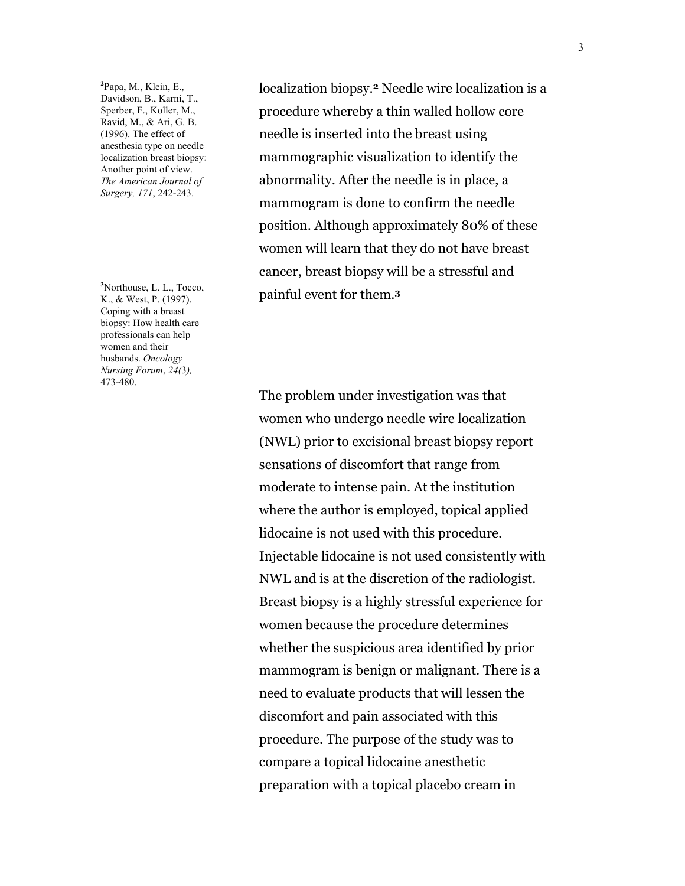localization biopsy.[2] Needle wire localization is a procedure whereby a thin walled hollow core needle is inserted into the breast using mammographic visualization to identify the abnormality. After the needle is in place, a mammogram is done to confirm the needle position. Although approximately 80% of these women will learn that they do not have breast cancer, breast biopsy will be a stressful and painful event for them.[3]

[2]Papa, M., Klein, E., Davidson, B., Karni, T., Sperber, F., Koller, M., Ravid, M., & Ari, G. B. (1996). The effect of anesthesia type on needle localization breast biopsy: Another point of view. *The American Journal of Surgery, 171*, 242-243.

[3]Northouse, L. L., Tocco, K., & West, P. (1997). Coping with a breast biopsy: How health care professionals can help women and their husbands. *Oncology Nursing Forum*, *24(*3), 473-480.

The problem under investigation was that women who undergo needle wire localization (NWL) prior to excisional breast biopsy report sensations of discomfort that range from moderate to intense pain. At the institution where the author is employed, topical applied lidocaine is not used with this procedure. Injectable lidocaine is not used consistently with NWL and is at the discretion of the radiologist. Breast biopsy is a highly stressful experience for women because the procedure determines whether the suspicious area identified by prior mammogram is benign or malignant. There is a need to evaluate products that will lessen the discomfort and pain associated with this procedure. The purpose of the study was to compare a topical lidocaine anesthetic preparation with a topical placebo cream in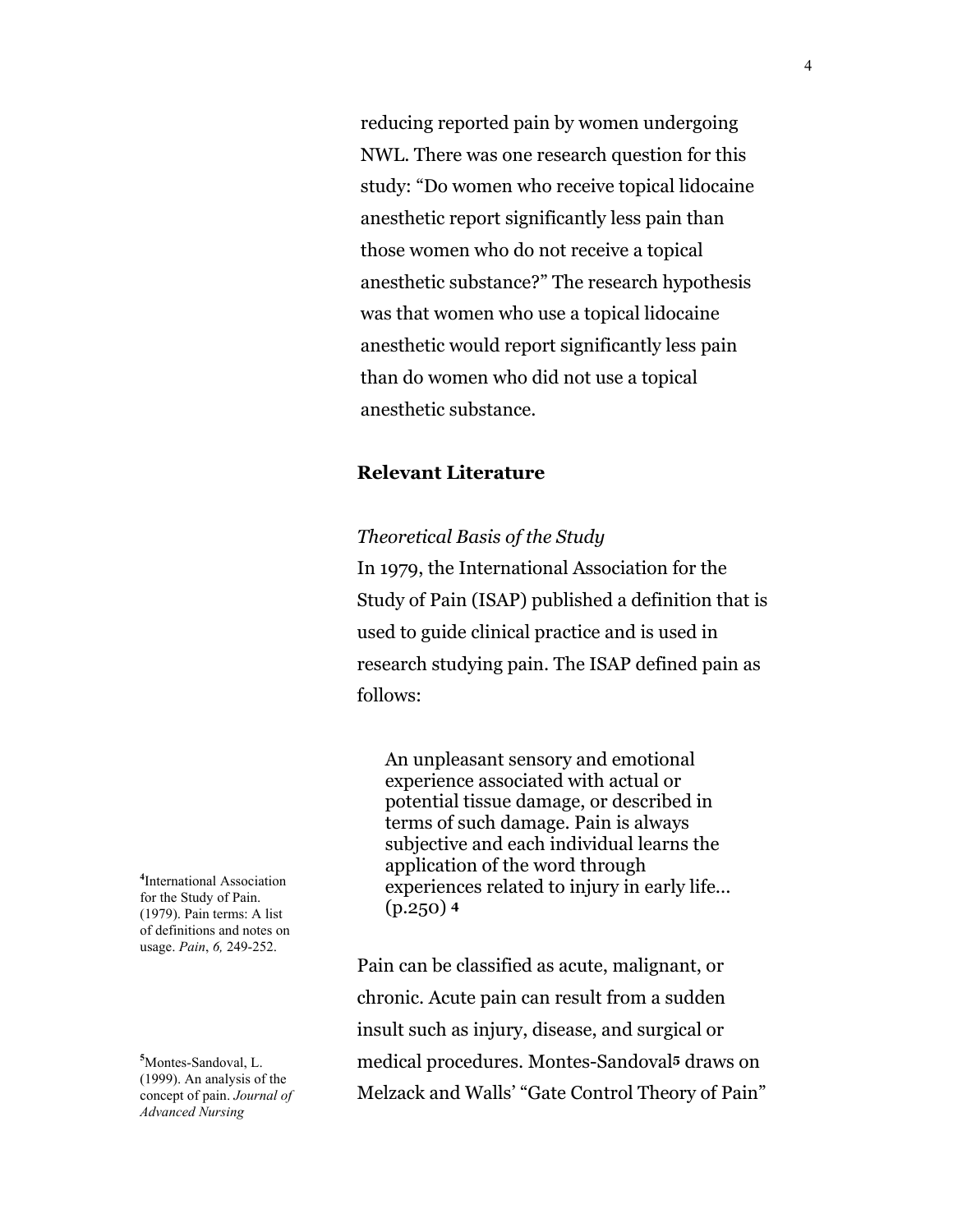reducing reported pain by women undergoing NWL. There was one research question for this study: “Do women who receive topical lidocaine anesthetic report significantly less pain than those women who do not receive a topical anesthetic substance?” The research hypothesis was that women who use a topical lidocaine anesthetic would report significantly less pain than do women who did not use a topical anesthetic substance.

## Relevant Literature

*Theoretical Basis of the Study*

In 1979, the International Association for the Study of Pain (ISAP) published a definition that is used to guide clinical practice and is used in research studying pain. The ISAP defined pain as follows:

> An unpleasant sensory and emotional experience associated with actual or potential tissue damage, or described in terms of such damage. Pain is always subjective and each individual learns the application of the word through experiences related to injury in early life… (p.250) [4]

Pain can be classified as acute, malignant, or chronic. Acute pain can result from a sudden insult such as injury, disease, and surgical or medical procedures. Montes-Sandoval[5] draws on Melzack and Walls’ “Gate Control Theory of Pain”

[4] International Association for the Study of Pain. (1979). Pain terms: A list of definitions and notes on usage. *Pain*, *6,* 249-252.

[5] Montes-Sandoval, L. (1999). An analysis of the concept of pain. *Journal of Advanced Nursing*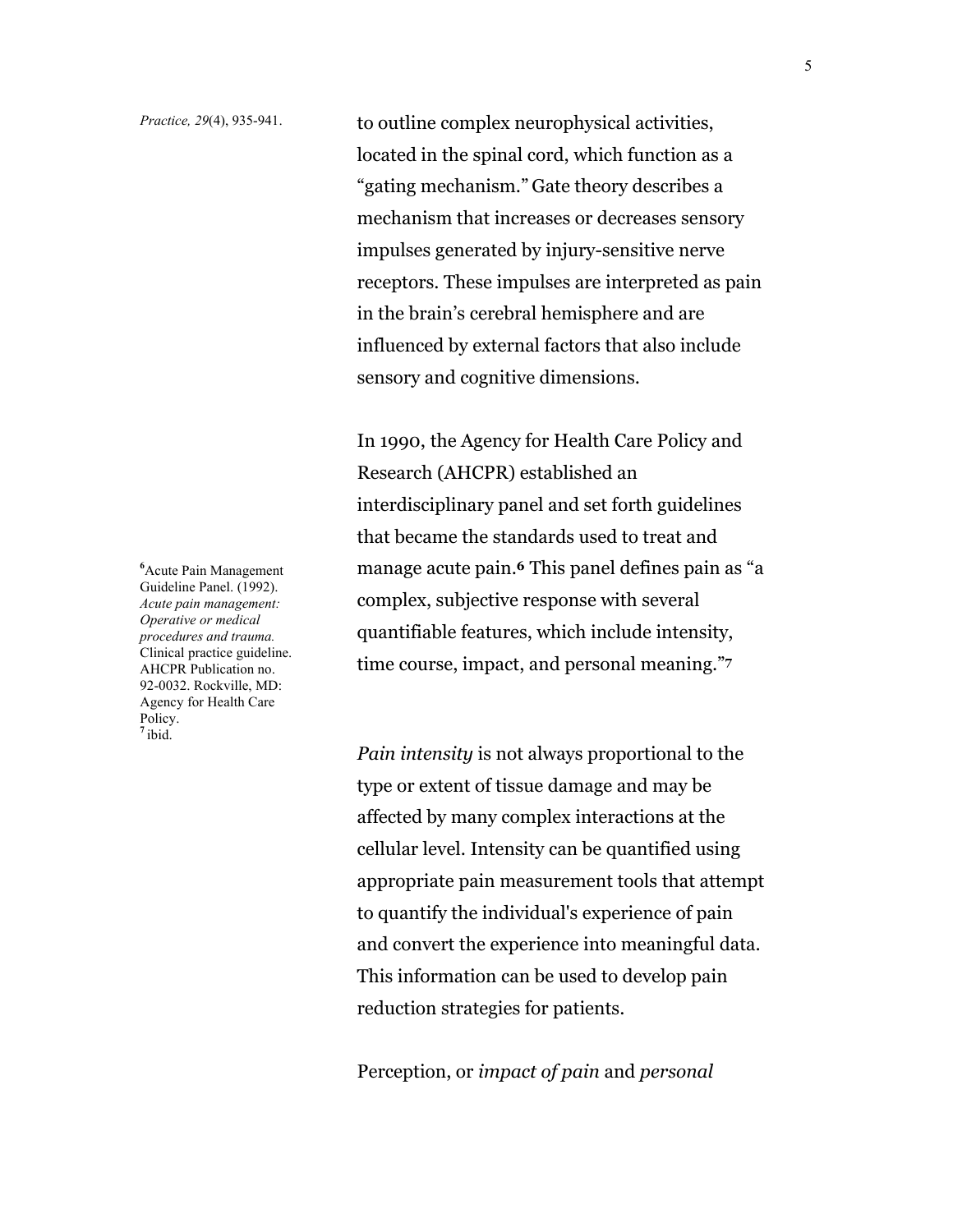*Practice, 29*(4), 935-941.

to outline complex neurophysical activities, located in the spinal cord, which function as a "gating mechanism." Gate theory describes a mechanism that increases or decreases sensory impulses generated by injury-sensitive nerve receptors. These impulses are interpreted as pain in the brain's cerebral hemisphere and are influenced by external factors that also include sensory and cognitive dimensions.

In 1990, the Agency for Health Care Policy and Research (AHCPR) established an interdisciplinary panel and set forth guidelines that became the standards used to treat and manage acute pain.[6] This panel defines pain as "a complex, subjective response with several quantifiable features, which include intensity, time course, impact, and personal meaning."[7]

[6] Acute Pain Management Guideline Panel. (1992). *Acute pain management: Operative or medical procedures and trauma.* Clinical practice guideline. AHCPR Publication no. 92-0032. Rockville, MD: Agency for Health Care Policy.

[7] ibid.

*Pain intensity* is not always proportional to the type or extent of tissue damage and may be affected by many complex interactions at the cellular level. Intensity can be quantified using appropriate pain measurement tools that attempt to quantify the individual's experience of pain and convert the experience into meaningful data. This information can be used to develop pain reduction strategies for patients.

Perception, or *impact of pain* and *personal*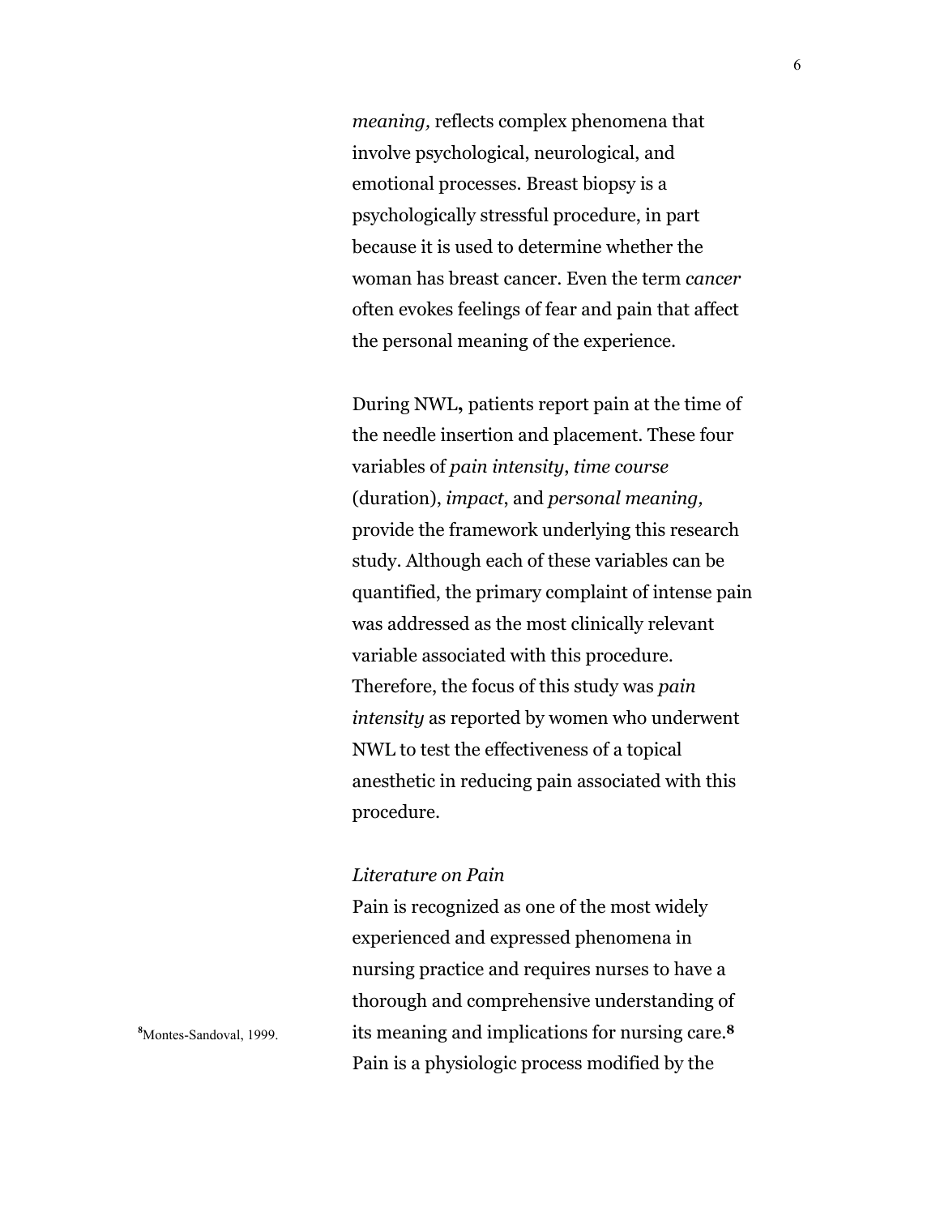*meaning,* reflects complex phenomena that involve psychological, neurological, and emotional processes. Breast biopsy is a psychologically stressful procedure, in part because it is used to determine whether the woman has breast cancer. Even the term *cancer* often evokes feelings of fear and pain that affect the personal meaning of the experience.

During NWL**,** patients report pain at the time of the needle insertion and placement. These four variables of *pain intensity*, *time course* (duration), *impact*, and *personal meaning,* provide the framework underlying this research study. Although each of these variables can be quantified, the primary complaint of intense pain was addressed as the most clinically relevant variable associated with this procedure. Therefore, the focus of this study was *pain intensity* as reported by women who underwent NWL to test the effectiveness of a topical anesthetic in reducing pain associated with this procedure.

*Literature on Pain*

Pain is recognized as one of the most widely experienced and expressed phenomena in nursing practice and requires nurses to have a thorough and comprehensive understanding of its meaning and implications for nursing care.[8] Pain is a physiologic process modified by the

[8] Montes-Sandoval, 1999.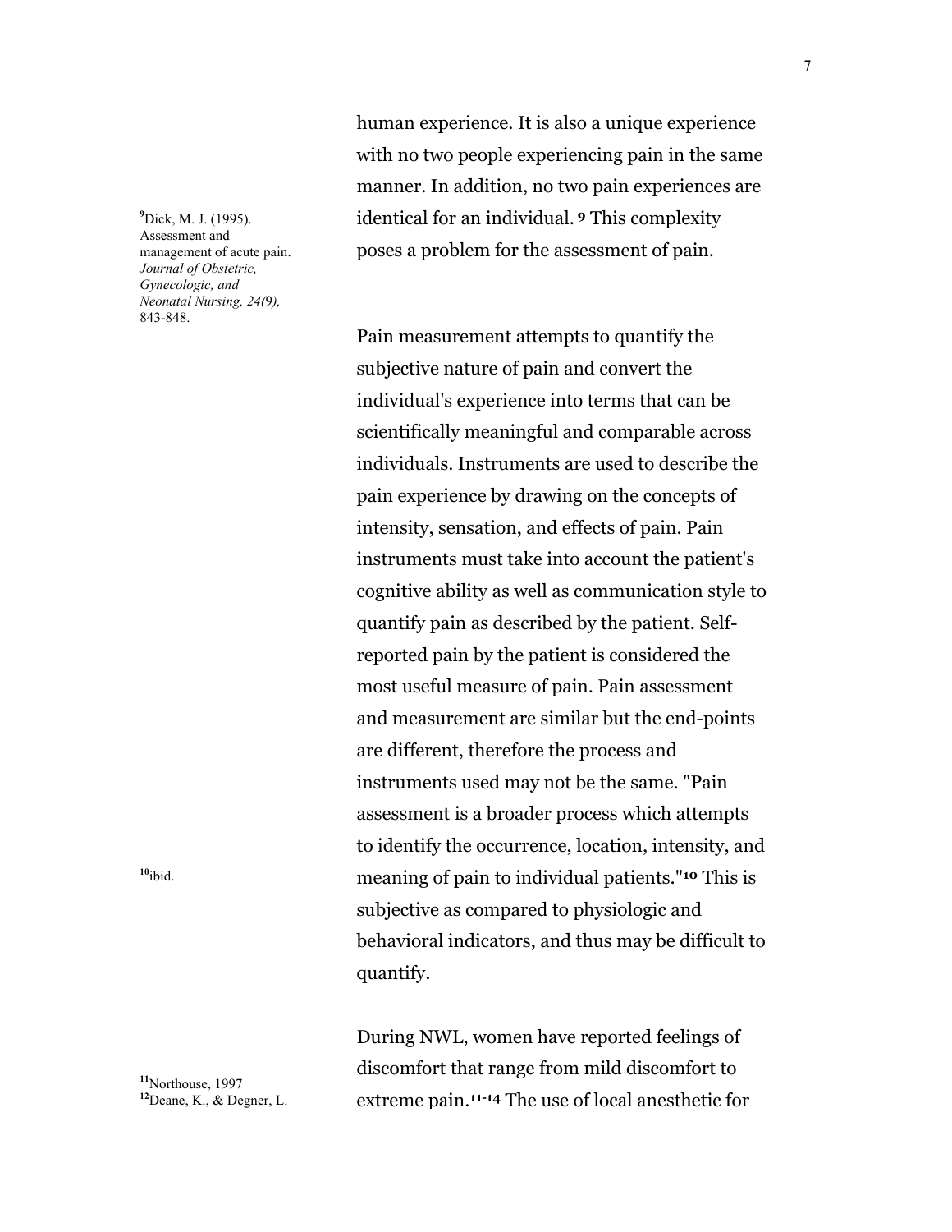human experience. It is also a unique experience with no two people experiencing pain in the same manner. In addition, no two pain experiences are identical for an individual.[9] This complexity poses a problem for the assessment of pain.

Pain measurement attempts to quantify the subjective nature of pain and convert the individual's experience into terms that can be scientifically meaningful and comparable across individuals. Instruments are used to describe the pain experience by drawing on the concepts of intensity, sensation, and effects of pain. Pain instruments must take into account the patient's cognitive ability as well as communication style to quantify pain as described by the patient. Self-reported pain by the patient is considered the most useful measure of pain. Pain assessment and measurement are similar but the end-points are different, therefore the process and instruments used may not be the same. "Pain assessment is a broader process which attempts to identify the occurrence, location, intensity, and meaning of pain to individual patients."[10] This is subjective as compared to physiologic and behavioral indicators, and thus may be difficult to quantify.

During NWL, women have reported feelings of discomfort that range from mild discomfort to extreme pain.[11-14] The use of local anesthetic for

[9] Dick, M. J. (1995). Assessment and management of acute pain. *Journal of Obstetric, Gynecologic, and Neonatal Nursing, 24(9),* 843-848.

[10] ibid.

[11] Northouse, 1997

[12] Deane, K., & Degner, L.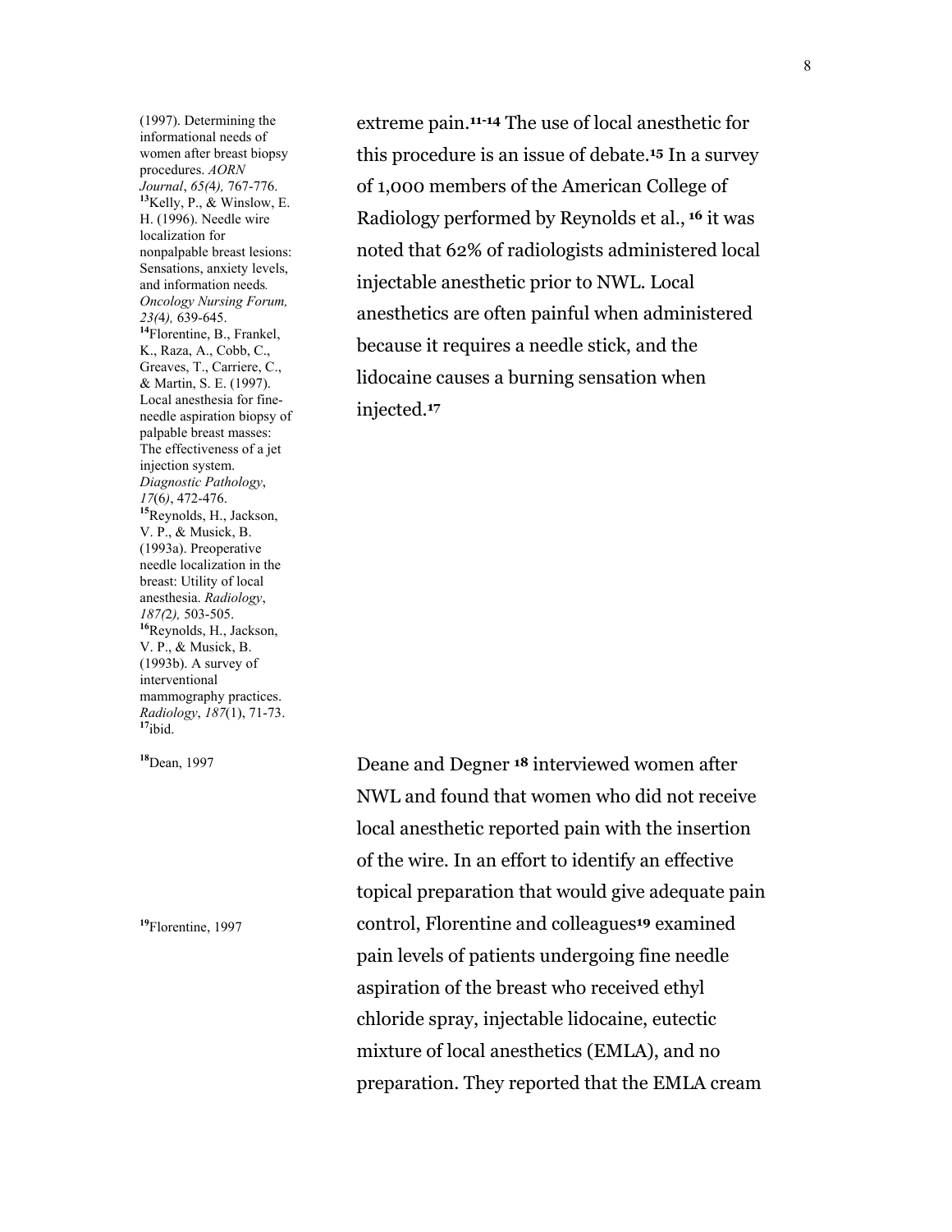extreme pain.[11-14] The use of local anesthetic for this procedure is an issue of debate.[15] In a survey of 1,000 members of the American College of Radiology performed by Reynolds et al.,[16] it was noted that 62% of radiologists administered local injectable anesthetic prior to NWL. Local anesthetics are often painful when administered because it requires a needle stick, and the lidocaine causes a burning sensation when injected.[17]

(1997). Determining the informational needs of women after breast biopsy procedures. *AORN Journal*, *65(4),* 767-776.
[13]Kelly, P., & Winslow, E. H. (1996). Needle wire localization for nonpalpable breast lesions: Sensations, anxiety levels, and information needs. *Oncology Nursing Forum, 23(4),* 639-645.
[14]Florentine, B., Frankel, K., Raza, A., Cobb, C., Greaves, T., Carriere, C., & Martin, S. E. (1997). Local anesthesia for fine-needle aspiration biopsy of palpable breast masses: The effectiveness of a jet injection system. *Diagnostic Pathology*, *17*(6), 472-476.
[15]Reynolds, H., Jackson, V. P., & Musick, B. (1993a). Preoperative needle localization in the breast: Utility of local anesthesia. *Radiology*, *187(2),* 503-505.
[16]Reynolds, H., Jackson, V. P., & Musick, B. (1993b). A survey of interventional mammography practices. *Radiology*, *187*(1), 71-73.
[17]ibid.

Deane and Degner [18] interviewed women after NWL and found that women who did not receive local anesthetic reported pain with the insertion of the wire. In an effort to identify an effective topical preparation that would give adequate pain control, Florentine and colleagues[19] examined pain levels of patients undergoing fine needle aspiration of the breast who received ethyl chloride spray, injectable lidocaine, eutectic mixture of local anesthetics (EMLA), and no preparation. They reported that the EMLA cream

[18]Dean, 1997

[19]Florentine, 1997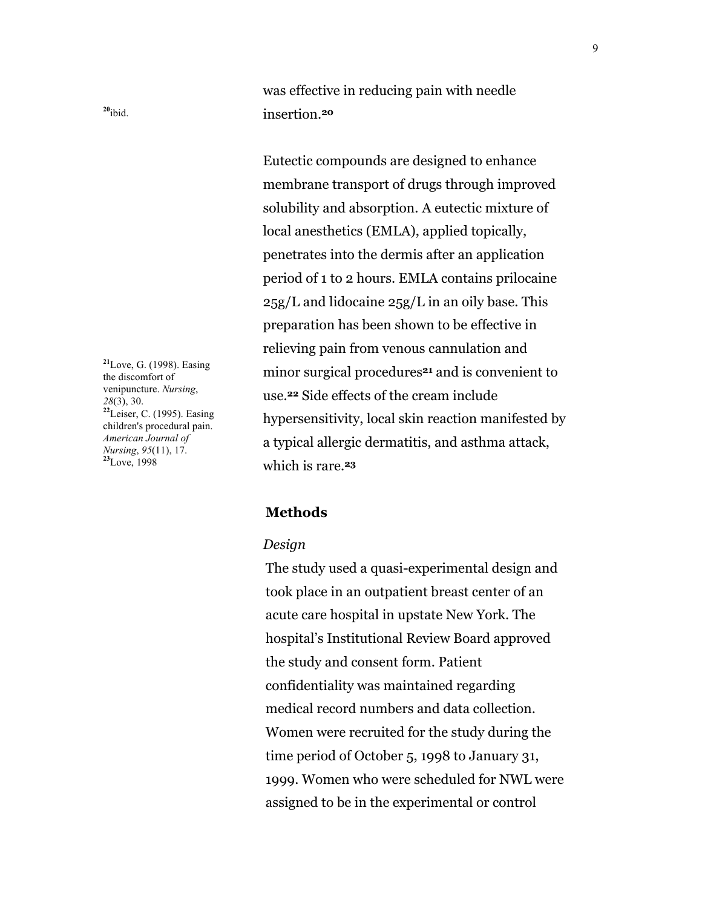was effective in reducing pain with needle insertion.[20]

[20] ibid.

Eutectic compounds are designed to enhance membrane transport of drugs through improved solubility and absorption. A eutectic mixture of local anesthetics (EMLA), applied topically, penetrates into the dermis after an application period of 1 to 2 hours. EMLA contains prilocaine 25g/L and lidocaine 25g/L in an oily base. This preparation has been shown to be effective in relieving pain from venous cannulation and minor surgical procedures[21] and is convenient to use.[22] Side effects of the cream include hypersensitivity, local skin reaction manifested by a typical allergic dermatitis, and asthma attack, which is rare.[23]

[21] Love, G. (1998). Easing the discomfort of venipuncture. *Nursing*, *28*(3), 30.

[22] Leiser, C. (1995). Easing children's procedural pain. *American Journal of Nursing*, *95*(11), 17.

[23] Love, 1998

## Methods

*Design*

The study used a quasi-experimental design and took place in an outpatient breast center of an acute care hospital in upstate New York. The hospital's Institutional Review Board approved the study and consent form. Patient confidentiality was maintained regarding medical record numbers and data collection. Women were recruited for the study during the time period of October 5, 1998 to January 31, 1999. Women who were scheduled for NWL were assigned to be in the experimental or control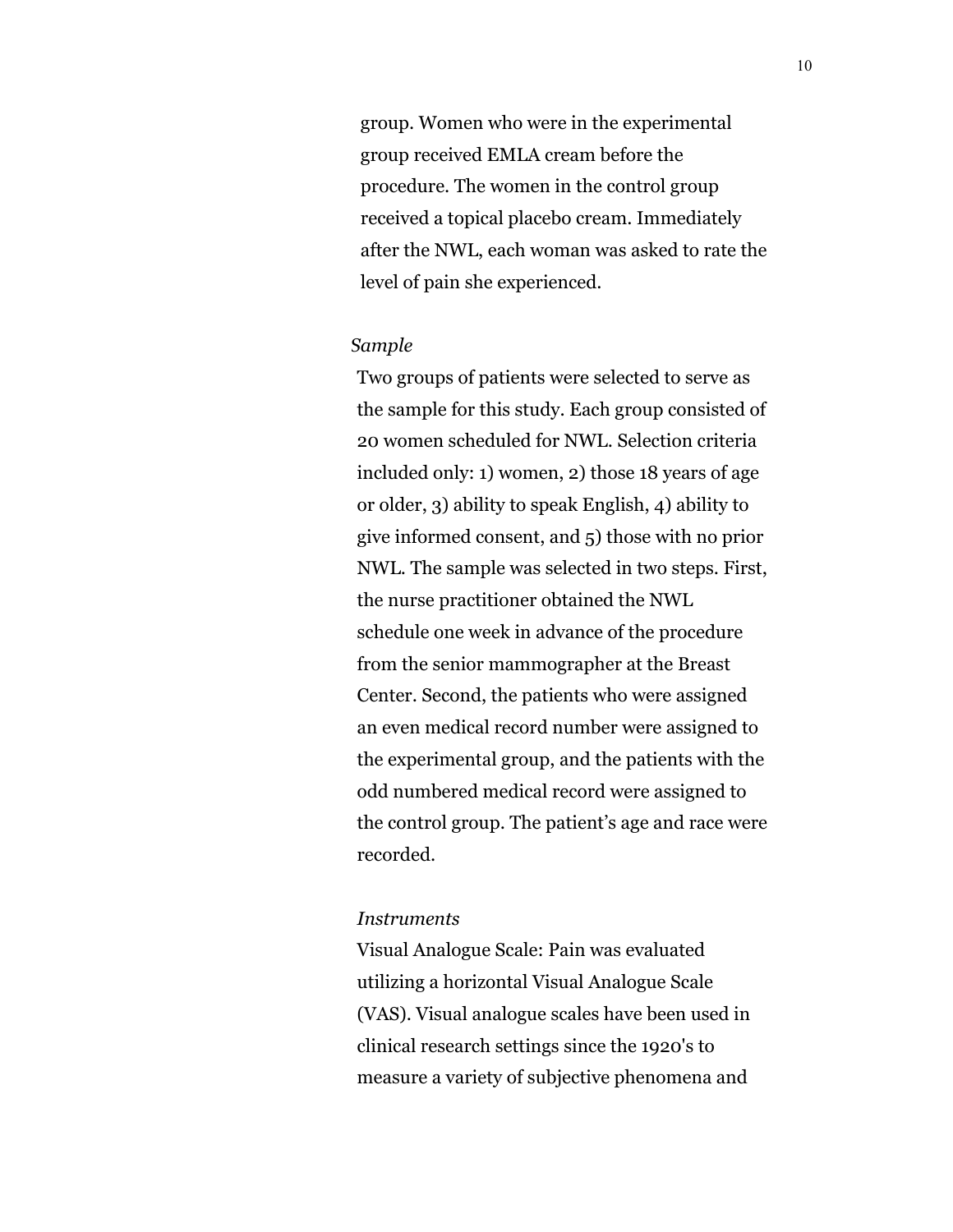group. Women who were in the experimental group received EMLA cream before the procedure. The women in the control group received a topical placebo cream. Immediately after the NWL, each woman was asked to rate the level of pain she experienced.

*Sample*

Two groups of patients were selected to serve as the sample for this study. Each group consisted of 20 women scheduled for NWL. Selection criteria included only: 1) women, 2) those 18 years of age or older, 3) ability to speak English, 4) ability to give informed consent, and 5) those with no prior NWL. The sample was selected in two steps. First, the nurse practitioner obtained the NWL schedule one week in advance of the procedure from the senior mammographer at the Breast Center. Second, the patients who were assigned an even medical record number were assigned to the experimental group, and the patients with the odd numbered medical record were assigned to the control group. The patient's age and race were recorded.

*Instruments*

Visual Analogue Scale: Pain was evaluated utilizing a horizontal Visual Analogue Scale (VAS). Visual analogue scales have been used in clinical research settings since the 1920's to measure a variety of subjective phenomena and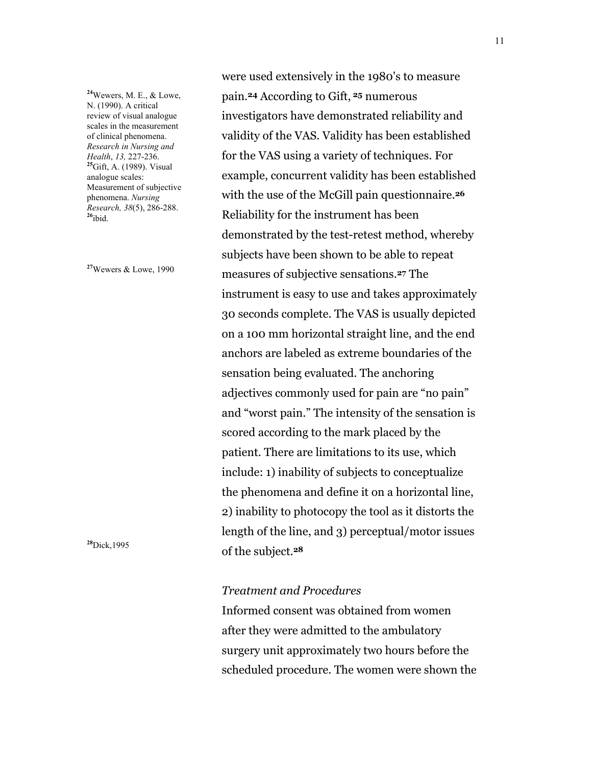were used extensively in the 1980's to measure pain.[24] According to Gift, [25] numerous investigators have demonstrated reliability and validity of the VAS. Validity has been established for the VAS using a variety of techniques. For example, concurrent validity has been established with the use of the McGill pain questionnaire.[26] Reliability for the instrument has been demonstrated by the test-retest method, whereby subjects have been shown to be able to repeat measures of subjective sensations.[27] The instrument is easy to use and takes approximately 30 seconds complete. The VAS is usually depicted on a 100 mm horizontal straight line, and the end anchors are labeled as extreme boundaries of the sensation being evaluated. The anchoring adjectives commonly used for pain are "no pain" and "worst pain." The intensity of the sensation is scored according to the mark placed by the patient. There are limitations to its use, which include: 1) inability of subjects to conceptualize the phenomena and define it on a horizontal line, 2) inability to photocopy the tool as it distorts the length of the line, and 3) perceptual/motor issues of the subject.[28]

*Treatment and Procedures*

Informed consent was obtained from women after they were admitted to the ambulatory surgery unit approximately two hours before the scheduled procedure. The women were shown the

[24] Wewers, M. E., & Lowe, N. (1990). A critical review of visual analogue scales in the measurement of clinical phenomena. *Research in Nursing and Health*, *13,* 227-236.

[25] Gift, A. (1989). Visual analogue scales: Measurement of subjective phenomena. *Nursing Research, 38*(5), 286-288.

[26] ibid.

[27] Wewers & Lowe, 1990

[28] Dick,1995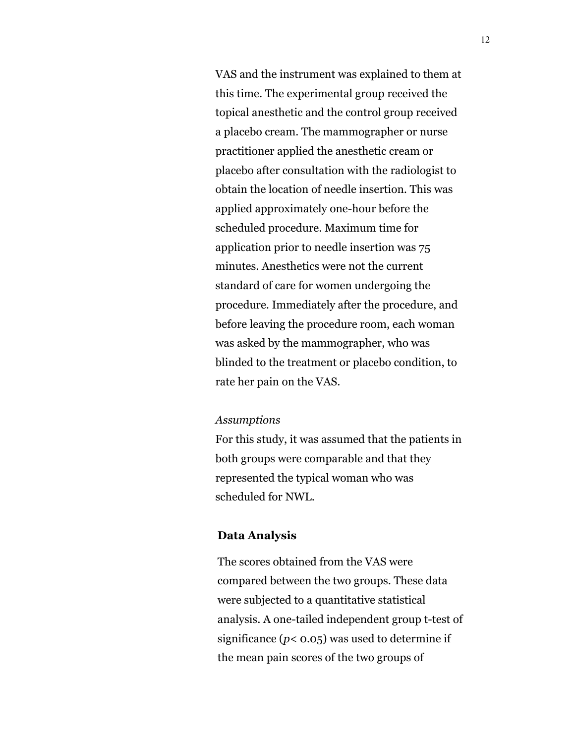VAS and the instrument was explained to them at this time. The experimental group received the topical anesthetic and the control group received a placebo cream. The mammographer or nurse practitioner applied the anesthetic cream or placebo after consultation with the radiologist to obtain the location of needle insertion. This was applied approximately one-hour before the scheduled procedure. Maximum time for application prior to needle insertion was 75 minutes. Anesthetics were not the current standard of care for women undergoing the procedure. Immediately after the procedure, and before leaving the procedure room, each woman was asked by the mammographer, who was blinded to the treatment or placebo condition, to rate her pain on the VAS.

*Assumptions*

For this study, it was assumed that the patients in both groups were comparable and that they represented the typical woman who was scheduled for NWL.

**Data Analysis**

The scores obtained from the VAS were compared between the two groups. These data were subjected to a quantitative statistical analysis. A one-tailed independent group t-test of significance ($p < 0.05$) was used to determine if the mean pain scores of the two groups of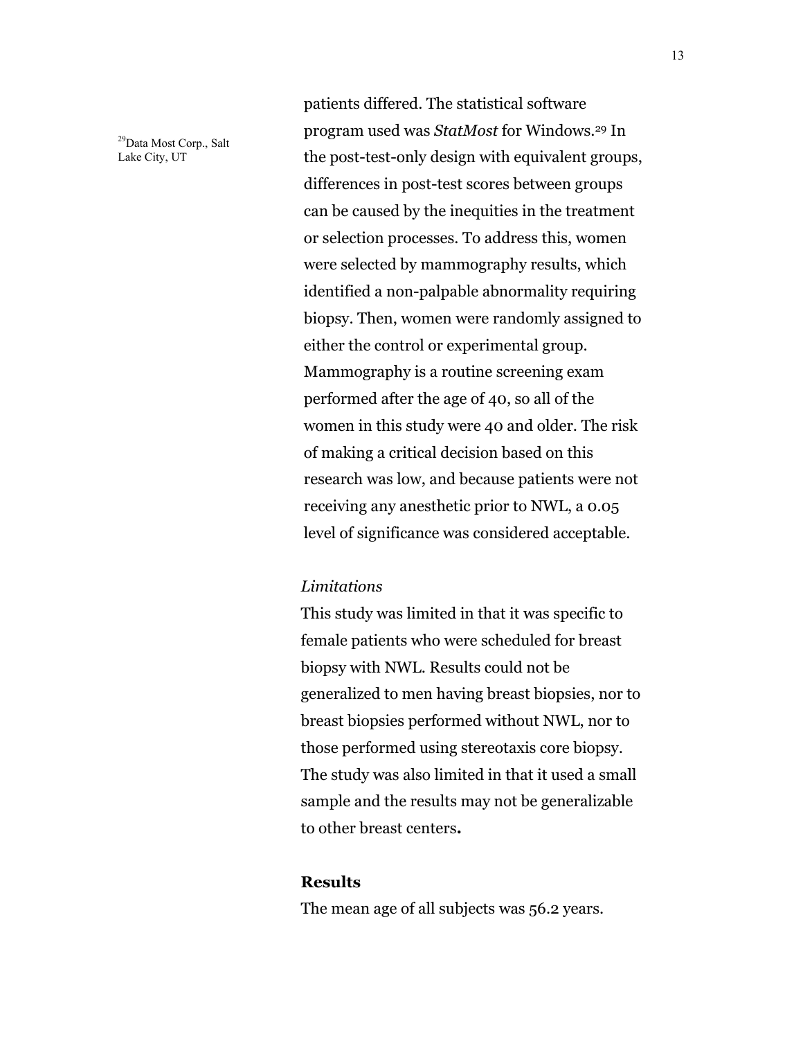patients differed. The statistical software program used was *StatMost* for Windows.[29] In the post-test-only design with equivalent groups, differences in post-test scores between groups can be caused by the inequities in the treatment or selection processes. To address this, women were selected by mammography results, which identified a non-palpable abnormality requiring biopsy. Then, women were randomly assigned to either the control or experimental group. Mammography is a routine screening exam performed after the age of 40, so all of the women in this study were 40 and older. The risk of making a critical decision based on this research was low, and because patients were not receiving any anesthetic prior to NWL, a 0.05 level of significance was considered acceptable.

[29] Data Most Corp., Salt Lake City, UT

*Limitations*

This study was limited in that it was specific to female patients who were scheduled for breast biopsy with NWL. Results could not be generalized to men having breast biopsies, nor to breast biopsies performed without NWL, nor to those performed using stereotaxis core biopsy. The study was also limited in that it used a small sample and the results may not be generalizable to other breast centers.

## Results

The mean age of all subjects was 56.2 years.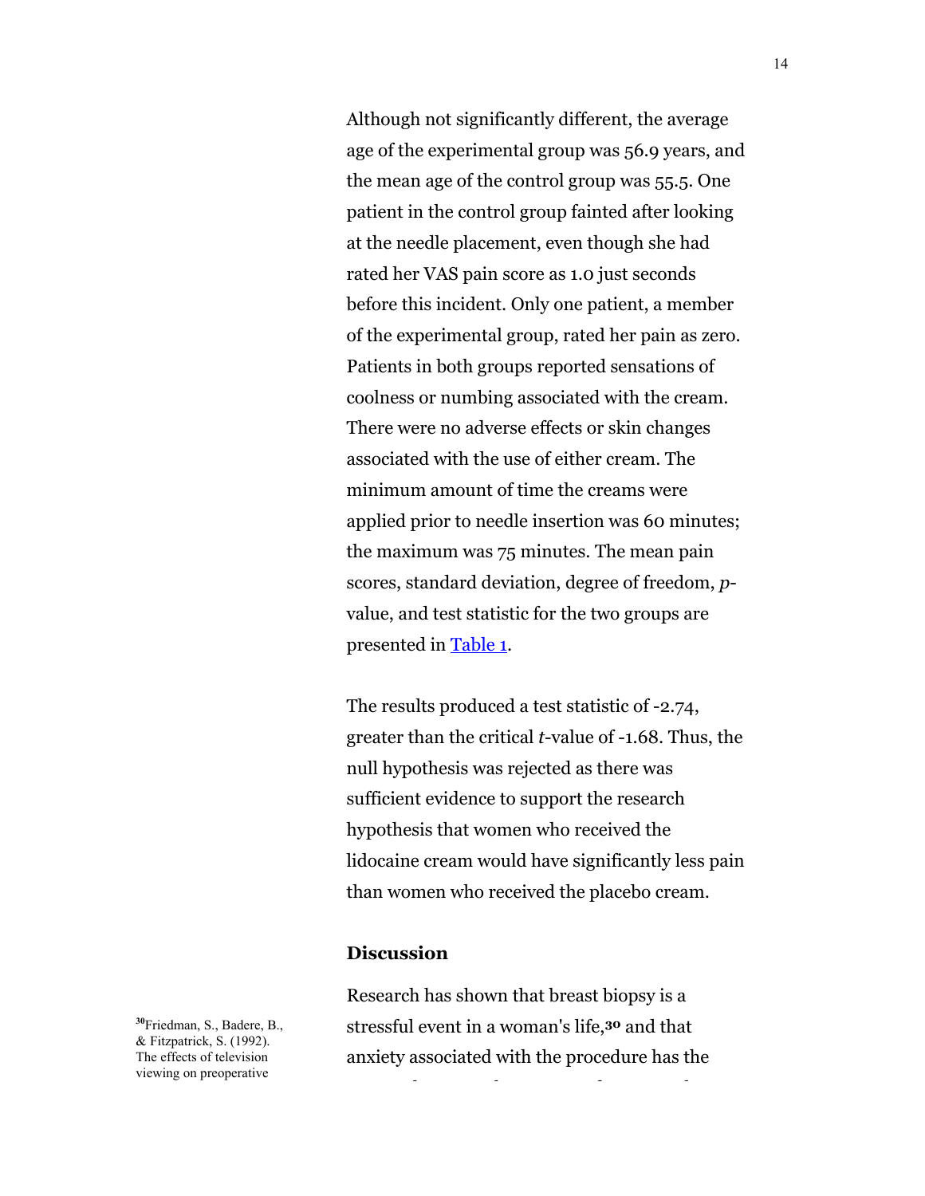Although not significantly different, the average age of the experimental group was 56.9 years, and the mean age of the control group was 55.5. One patient in the control group fainted after looking at the needle placement, even though she had rated her VAS pain score as 1.0 just seconds before this incident. Only one patient, a member of the experimental group, rated her pain as zero. Patients in both groups reported sensations of coolness or numbing associated with the cream. There were no adverse effects or skin changes associated with the use of either cream. The minimum amount of time the creams were applied prior to needle insertion was 60 minutes; the maximum was 75 minutes. The mean pain scores, standard deviation, degree of freedom, *p*-value, and test statistic for the two groups are presented in Table 1.

The results produced a test statistic of -2.74, greater than the critical *t*-value of -1.68. Thus, the null hypothesis was rejected as there was sufficient evidence to support the research hypothesis that women who received the lidocaine cream would have significantly less pain than women who received the placebo cream.

## Discussion

Research has shown that breast biopsy is a stressful event in a woman's life,[30] and that anxiety associated with the procedure has the

[30] Friedman, S., Badere, B., & Fitzpatrick, S. (1992). The effects of television viewing on preoperative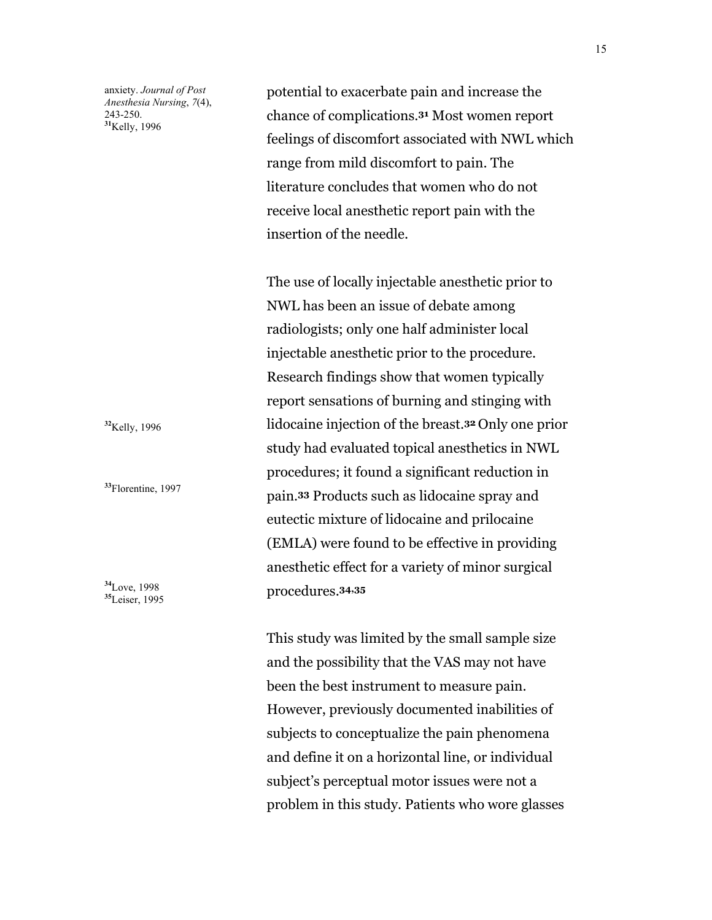anxiety. *Journal of Post Anesthesia Nursing*, *7*(4), 243-250.
[31]Kelly, 1996

potential to exacerbate pain and increase the chance of complications.[31] Most women report feelings of discomfort associated with NWL which range from mild discomfort to pain. The literature concludes that women who do not receive local anesthetic report pain with the insertion of the needle.

The use of locally injectable anesthetic prior to NWL has been an issue of debate among radiologists; only one half administer local injectable anesthetic prior to the procedure. Research findings show that women typically report sensations of burning and stinging with lidocaine injection of the breast.[32] Only one prior study had evaluated topical anesthetics in NWL procedures; it found a significant reduction in pain.[33] Products such as lidocaine spray and eutectic mixture of lidocaine and prilocaine (EMLA) were found to be effective in providing anesthetic effect for a variety of minor surgical procedures.[34,35]

[32]Kelly, 1996

[33]Florentine, 1997

[34]Love, 1998
[35]Leiser, 1995

This study was limited by the small sample size and the possibility that the VAS may not have been the best instrument to measure pain. However, previously documented inabilities of subjects to conceptualize the pain phenomena and define it on a horizontal line, or individual subject's perceptual motor issues were not a problem in this study. Patients who wore glasses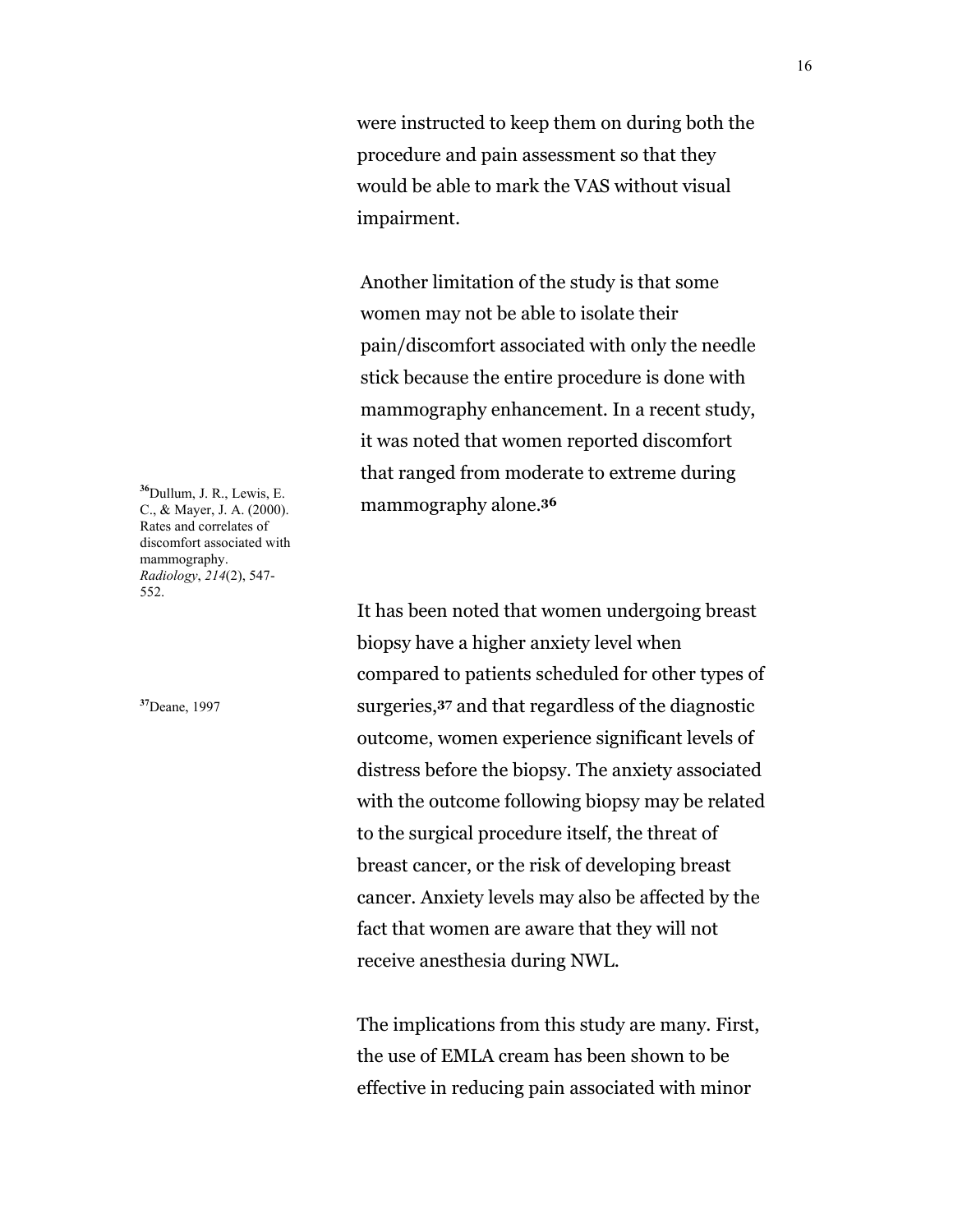were instructed to keep them on during both the procedure and pain assessment so that they would be able to mark the VAS without visual impairment.

Another limitation of the study is that some women may not be able to isolate their pain/discomfort associated with only the needle stick because the entire procedure is done with mammography enhancement. In a recent study, it was noted that women reported discomfort that ranged from moderate to extreme during mammography alone.[36]

[36] Dullum, J. R., Lewis, E. C., & Mayer, J. A. (2000). Rates and correlates of discomfort associated with mammography. *Radiology*, *214*(2), 547-552.

It has been noted that women undergoing breast biopsy have a higher anxiety level when compared to patients scheduled for other types of surgeries,[37] and that regardless of the diagnostic outcome, women experience significant levels of distress before the biopsy. The anxiety associated with the outcome following biopsy may be related to the surgical procedure itself, the threat of breast cancer, or the risk of developing breast cancer. Anxiety levels may also be affected by the fact that women are aware that they will not receive anesthesia during NWL.

[37] Deane, 1997

The implications from this study are many. First, the use of EMLA cream has been shown to be effective in reducing pain associated with minor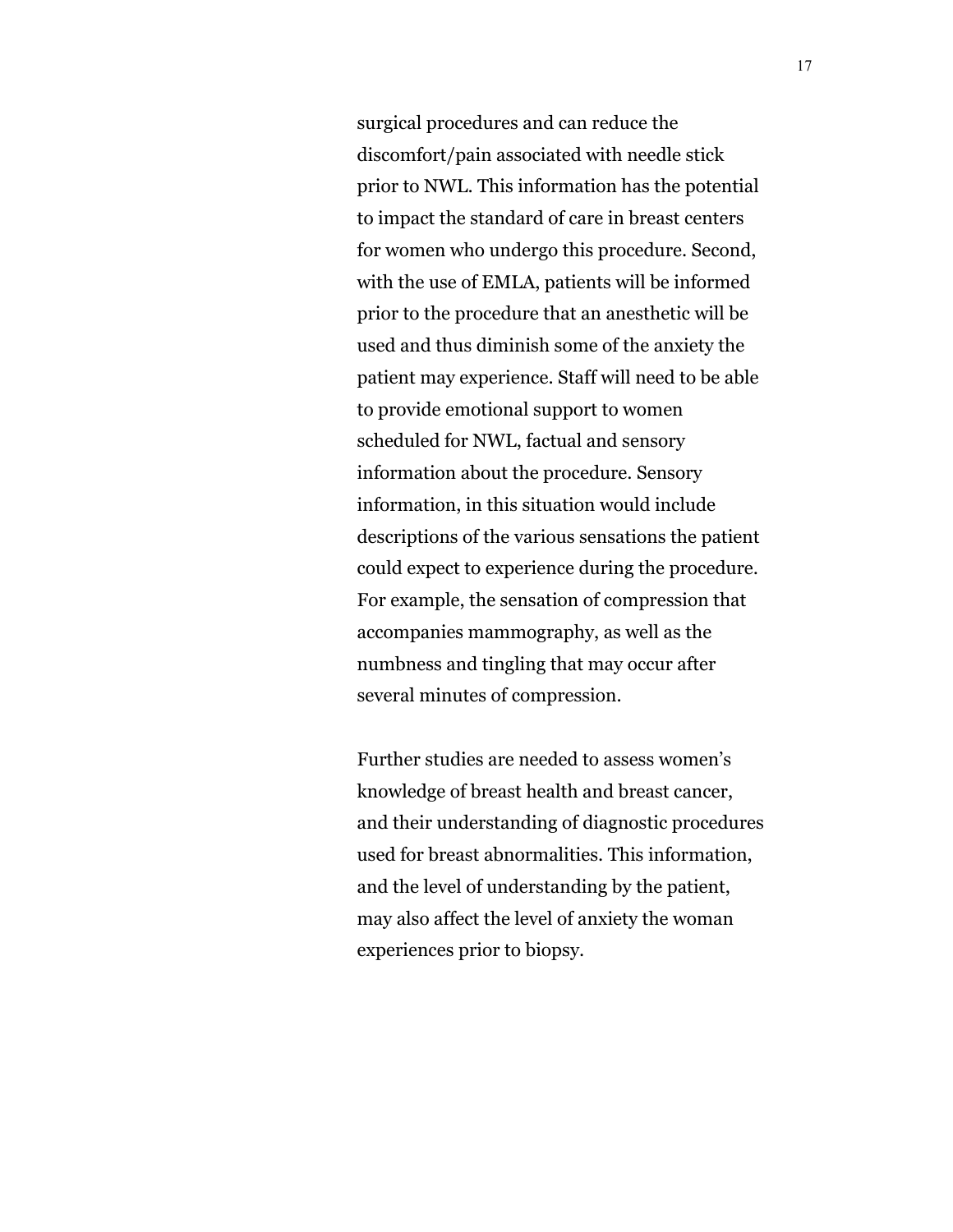surgical procedures and can reduce the discomfort/pain associated with needle stick prior to NWL. This information has the potential to impact the standard of care in breast centers for women who undergo this procedure. Second, with the use of EMLA, patients will be informed prior to the procedure that an anesthetic will be used and thus diminish some of the anxiety the patient may experience. Staff will need to be able to provide emotional support to women scheduled for NWL, factual and sensory information about the procedure. Sensory information, in this situation would include descriptions of the various sensations the patient could expect to experience during the procedure. For example, the sensation of compression that accompanies mammography, as well as the numbness and tingling that may occur after several minutes of compression.

Further studies are needed to assess women's knowledge of breast health and breast cancer, and their understanding of diagnostic procedures used for breast abnormalities. This information, and the level of understanding by the patient, may also affect the level of anxiety the woman experiences prior to biopsy.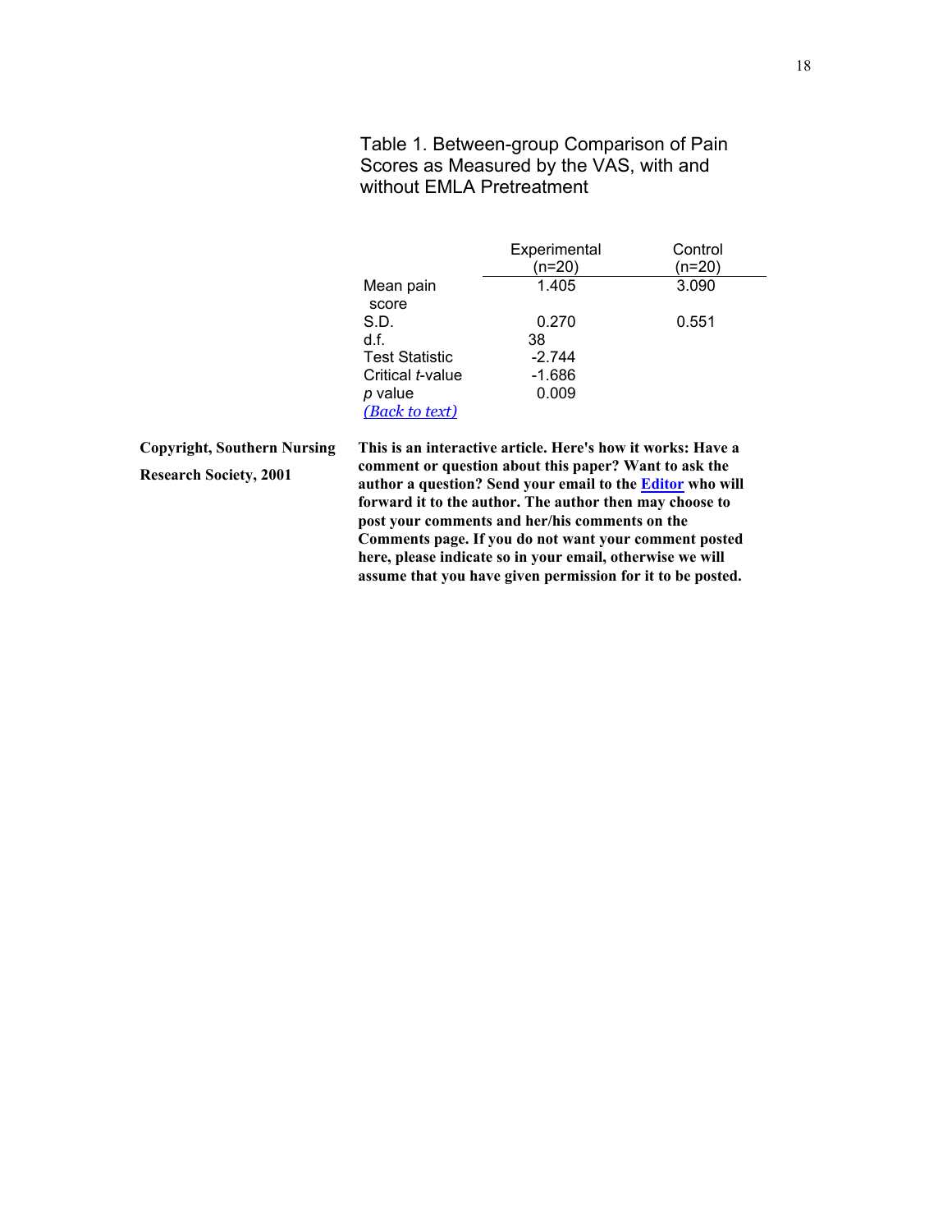Table 1. Between-group Comparison of Pain Scores as Measured by the VAS, with and without EMLA Pretreatment

| | Experimental (n=20) | Control (n=20) |
|---|---|---|
| Mean pain score | 1.405 | 3.090 |
| S.D. | 0.270 | 0.551 |
| d.f. | 38 | |
| Test Statistic | -2.744 | |
| Critical *t*-value | -1.686 | |
| *p* value | 0.009 | |

*(Back to text)*

**Copyright, Southern Nursing Research Society, 2001**

**This is an interactive article. Here's how it works: Have a comment or question about this paper? Want to ask the author a question? Send your email to the Editor who will forward it to the author. The author then may choose to post your comments and her/his comments on the Comments page. If you do not want your comment posted here, please indicate so in your email, otherwise we will assume that you have given permission for it to be posted.**